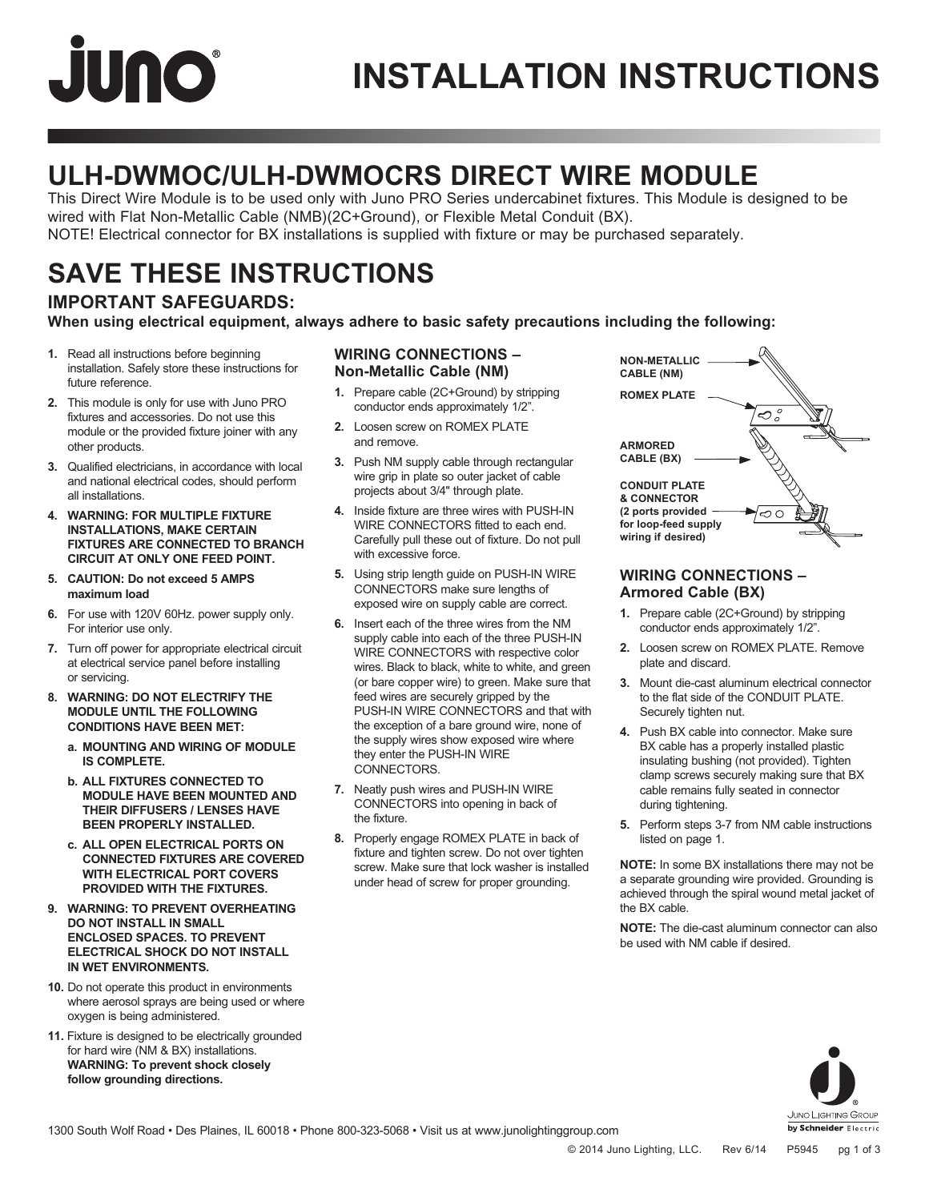# INSTALLATION INSTRUCTIONS

## ULH-DWMOC/ULH-DWMOCRS DIRECT WIRE MODULE

This Direct Wire Module is to be used only with Juno PRO Series undercabinet fixtures. This Module is designed to be wired with Flat Non-Metallic Cable (NMB)(2C+Ground), or Flexible Metal Conduit (BX).
NOTE! Electrical connector for BX installations is supplied with fixture or may be purchased separately.

## SAVE THESE INSTRUCTIONS

### IMPORTANT SAFEGUARDS:

**When using electrical equipment, always adhere to basic safety precautions including the following:**

1. Read all instructions before beginning installation. Safely store these instructions for future reference.
2. This module is only for use with Juno PRO fixtures and accessories. Do not use this module or the provided fixture joiner with any other products.
3. Qualified electricians, in accordance with local and national electrical codes, should perform all installations.
4. **WARNING: FOR MULTIPLE FIXTURE INSTALLATIONS, MAKE CERTAIN FIXTURES ARE CONNECTED TO BRANCH CIRCUIT AT ONLY ONE FEED POINT.**
5. **CAUTION: Do not exceed 5 AMPS maximum load**
6. For use with 120V 60Hz. power supply only. For interior use only.
7. Turn off power for appropriate electrical circuit at electrical service panel before installing or servicing.
8. **WARNING: DO NOT ELECTRIFY THE MODULE UNTIL THE FOLLOWING CONDITIONS HAVE BEEN MET:**
   a. **MOUNTING AND WIRING OF MODULE IS COMPLETE.**
   b. **ALL FIXTURES CONNECTED TO MODULE HAVE BEEN MOUNTED AND THEIR DIFFUSERS / LENSES HAVE BEEN PROPERLY INSTALLED.**
   c. **ALL OPEN ELECTRICAL PORTS ON CONNECTED FIXTURES ARE COVERED WITH ELECTRICAL PORT COVERS PROVIDED WITH THE FIXTURES.**
9. **WARNING: TO PREVENT OVERHEATING DO NOT INSTALL IN SMALL ENCLOSED SPACES. TO PREVENT ELECTRICAL SHOCK DO NOT INSTALL IN WET ENVIRONMENTS.**
10. Do not operate this product in environments where aerosol sprays are being used or where oxygen is being administered.
11. Fixture is designed to be electrically grounded for hard wire (NM & BX) installations. **WARNING: To prevent shock closely follow grounding directions.**

### WIRING CONNECTIONS – Non-Metallic Cable (NM)

1. Prepare cable (2C+Ground) by stripping conductor ends approximately 1/2".
2. Loosen screw on ROMEX PLATE and remove.
3. Push NM supply cable through rectangular wire grip in plate so outer jacket of cable projects about 3/4" through plate.
4. Inside fixture are three wires with PUSH-IN WIRE CONNECTORS fitted to each end. Carefully pull these out of fixture. Do not pull with excessive force.
5. Using strip length guide on PUSH-IN WIRE CONNECTORS make sure lengths of exposed wire on supply cable are correct.
6. Insert each of the three wires from the NM supply cable into each of the three PUSH-IN WIRE CONNECTORS with respective color wires. Black to black, white to white, and green (or bare copper wire) to green. Make sure that feed wires are securely gripped by the PUSH-IN WIRE CONNECTORS and that with the exception of a bare ground wire, none of the supply wires show exposed wire where they enter the PUSH-IN WIRE CONNECTORS.
7. Neatly push wires and PUSH-IN WIRE CONNECTORS into opening in back of the fixture.
8. Properly engage ROMEX PLATE in back of fixture and tighten screw. Do not over tighten screw. Make sure that lock washer is installed under head of screw for proper grounding.

NON-METALLIC CABLE (NM)
ROMEX PLATE
ARMORED CABLE (BX)
CONDUIT PLATE & CONNECTOR (2 ports provided for loop-feed supply wiring if desired)

### WIRING CONNECTIONS – Armored Cable (BX)

1. Prepare cable (2C+Ground) by stripping conductor ends approximately 1/2".
2. Loosen screw on ROMEX PLATE. Remove plate and discard.
3. Mount die-cast aluminum electrical connector to the flat side of the CONDUIT PLATE. Securely tighten nut.
4. Push BX cable into connector. Make sure BX cable has a properly installed plastic insulating bushing (not provided). Tighten clamp screws securely making sure that BX cable remains fully seated in connector during tightening.
5. Perform steps 3-7 from NM cable instructions listed on page 1.

**NOTE:** In some BX installations there may not be a separate grounding wire provided. Grounding is achieved through the spiral wound metal jacket of the BX cable.

**NOTE:** The die-cast aluminum connector can also be used with NM cable if desired.

1300 South Wolf Road • Des Plaines, IL 60018 • Phone 800-323-5068 • Visit us at www.junolightinggroup.com

© 2014 Juno Lighting, LLC. Rev 6/14 P5945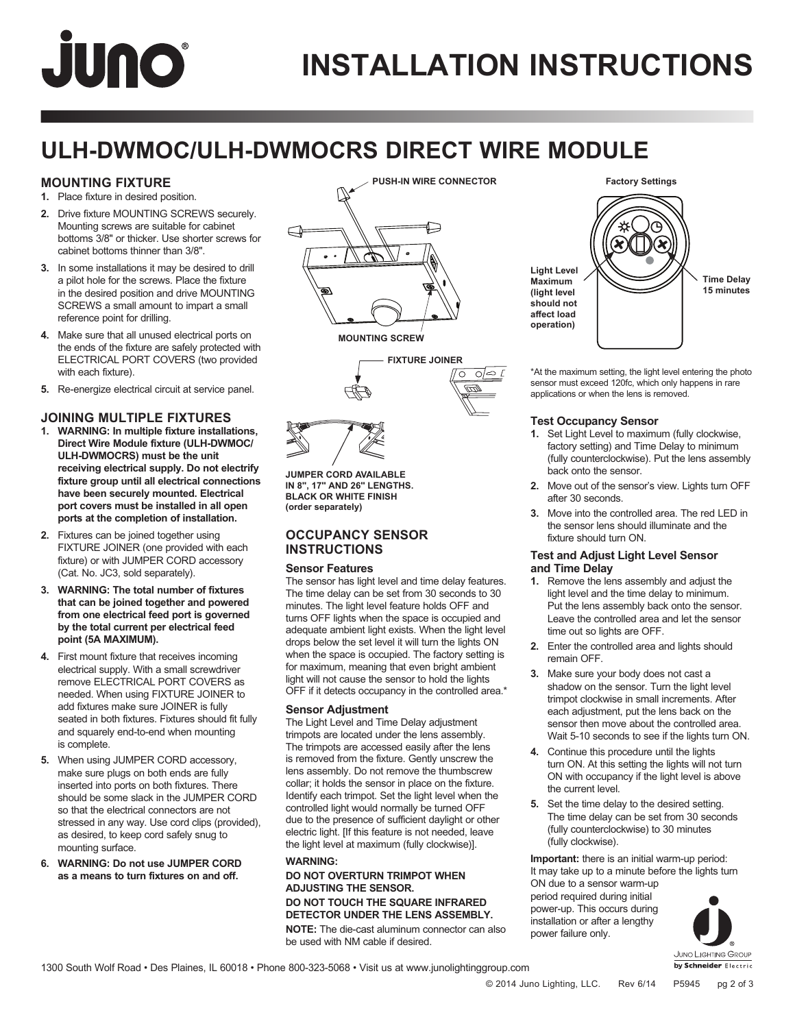# INSTALLATION INSTRUCTIONS

## ULH-DWMOC/ULH-DWMOCRS DIRECT WIRE MODULE

### MOUNTING FIXTURE

1. Place fixture in desired position.
2. Drive fixture MOUNTING SCREWS securely. Mounting screws are suitable for cabinet bottoms 3/8" or thicker. Use shorter screws for cabinet bottoms thinner than 3/8".
3. In some installations it may be desired to drill a pilot hole for the screws. Place the fixture in the desired position and drive MOUNTING SCREWS a small amount to impart a small reference point for drilling.
4. Make sure that all unused electrical ports on the ends of the fixture are safely protected with ELECTRICAL PORT COVERS (two provided with each fixture).
5. Re-energize electrical circuit at service panel.

### JOINING MULTIPLE FIXTURES

1. **WARNING: In multiple fixture installations, Direct Wire Module fixture (ULH-DWMOC/ ULH-DWMOCRS) must be the unit receiving electrical supply. Do not electrify fixture group until all electrical connections have been securely mounted. Electrical port covers must be installed in all open ports at the completion of installation.**
2. Fixtures can be joined together using FIXTURE JOINER (one provided with each fixture) or with JUMPER CORD accessory (Cat. No. JC3, sold separately).
3. **WARNING: The total number of fixtures that can be joined together and powered from one electrical feed port is governed by the total current per electrical feed point (5A MAXIMUM).**
4. First mount fixture that receives incoming electrical supply. With a small screwdriver remove ELECTRICAL PORT COVERS as needed. When using FIXTURE JOINER to add fixtures make sure JOINER is fully seated in both fixtures. Fixtures should fit fully and squarely end-to-end when mounting is complete.
5. When using JUMPER CORD accessory, make sure plugs on both ends are fully inserted into ports on both fixtures. There should be some slack in the JUMPER CORD so that the electrical connectors are not stressed in any way. Use cord clips (provided), as desired, to keep cord safely snug to mounting surface.
6. **WARNING: Do not use JUMPER CORD as a means to turn fixtures on and off.**

PUSH-IN WIRE CONNECTOR

MOUNTING SCREW

FIXTURE JOINER

JUMPER CORD AVAILABLE IN 8", 17" AND 26" LENGTHS. BLACK OR WHITE FINISH (order separately)

### OCCUPANCY SENSOR INSTRUCTIONS

#### Sensor Features

The sensor has light level and time delay features. The time delay can be set from 30 seconds to 30 minutes. The light level feature holds OFF and turns OFF lights when the space is occupied and adequate ambient light exists. When the light level drops below the set level it will turn the lights ON when the space is occupied. The factory setting is for maximum, meaning that even bright ambient light will not cause the sensor to hold the lights OFF if it detects occupancy in the controlled area.*

#### Sensor Adjustment

The Light Level and Time Delay adjustment trimpots are located under the lens assembly. The trimpots are accessed easily after the lens is removed from the fixture. Gently unscrew the lens assembly. Do not remove the thumbscrew collar; it holds the sensor in place on the fixture. Identify each trimpot. Set the light level when the controlled light would normally be turned OFF due to the presence of sufficient daylight or other electric light. [If this feature is not needed, leave the light level at maximum (fully clockwise)].

**WARNING:**

**DO NOT OVERTURN TRIMPOT WHEN ADJUSTING THE SENSOR.**

**DO NOT TOUCH THE SQUARE INFRARED DETECTOR UNDER THE LENS ASSEMBLY.**

**NOTE:** The die-cast aluminum connector can also be used with NM cable if desired.

Factory Settings

Light Level Maximum (light level should not affect load operation)

Time Delay 15 minutes

*At the maximum setting, the light level entering the photo sensor must exceed 120fc, which only happens in rare applications or when the lens is removed.

#### Test Occupancy Sensor

1. Set Light Level to maximum (fully clockwise, factory setting) and Time Delay to minimum (fully counterclockwise). Put the lens assembly back onto the sensor.
2. Move out of the sensor's view. Lights turn OFF after 30 seconds.
3. Move into the controlled area. The red LED in the sensor lens should illuminate and the fixture should turn ON.

#### Test and Adjust Light Level Sensor and Time Delay

1. Remove the lens assembly and adjust the light level and the time delay to minimum. Put the lens assembly back onto the sensor. Leave the controlled area and let the sensor time out so lights are OFF.
2. Enter the controlled area and lights should remain OFF.
3. Make sure your body does not cast a shadow on the sensor. Turn the light level trimpot clockwise in small increments. After each adjustment, put the lens back on the sensor then move about the controlled area. Wait 5-10 seconds to see if the lights turn ON.
4. Continue this procedure until the lights turn ON. At this setting the lights will not turn ON with occupancy if the light level is above the current level.
5. Set the time delay to the desired setting. The time delay can be set from 30 seconds (fully counterclockwise) to 30 minutes (fully clockwise).

**Important:** there is an initial warm-up period: It may take up to a minute before the lights turn ON due to a sensor warm-up period required during initial power-up. This occurs during installation or after a lengthy power failure only.

1300 South Wolf Road • Des Plaines, IL 60018 • Phone 800-323-5068 • Visit us at www.junolightinggroup.com

© 2014 Juno Lighting, LLC. Rev 6/14 P5945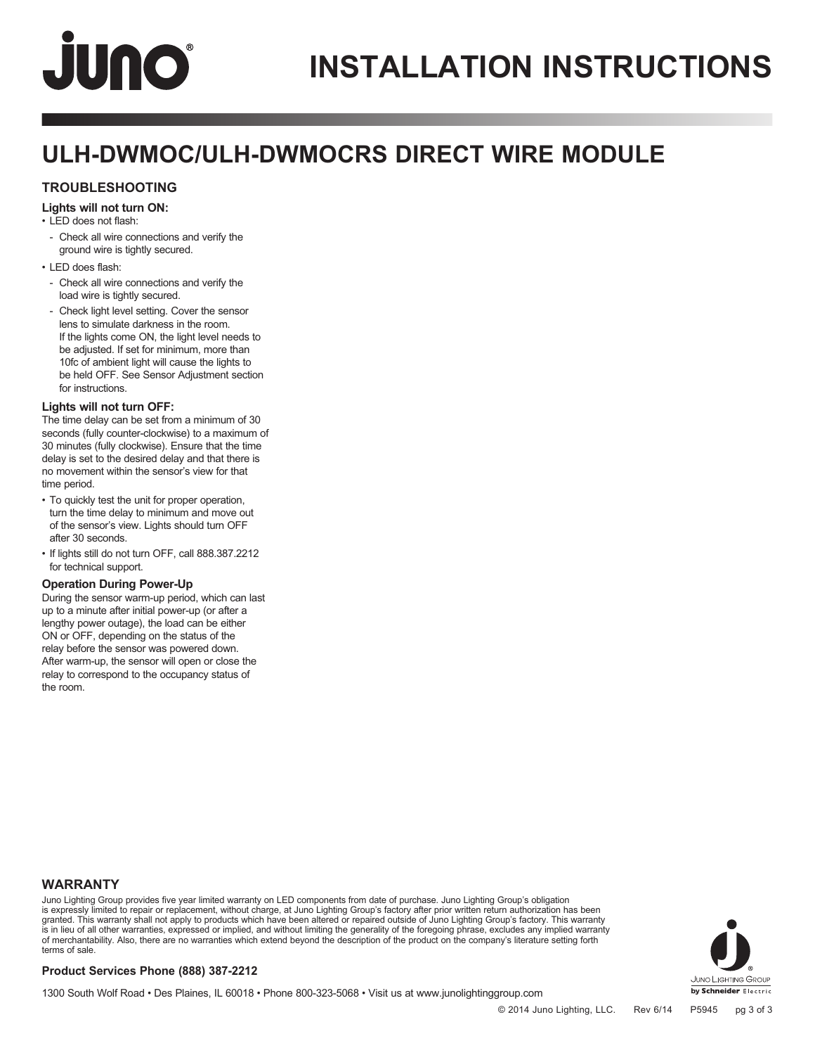# INSTALLATION INSTRUCTIONS

## ULH-DWMOC/ULH-DWMOCRS DIRECT WIRE MODULE

### TROUBLESHOOTING

**Lights will not turn ON:**

- LED does not flash:
  - Check all wire connections and verify the ground wire is tightly secured.
- LED does flash:
  - Check all wire connections and verify the load wire is tightly secured.
  - Check light level setting. Cover the sensor lens to simulate darkness in the room. If the lights come ON, the light level needs to be adjusted. If set for minimum, more than 10fc of ambient light will cause the lights to be held OFF. See Sensor Adjustment section for instructions.

**Lights will not turn OFF:**

The time delay can be set from a minimum of 30 seconds (fully counter-clockwise) to a maximum of 30 minutes (fully clockwise). Ensure that the time delay is set to the desired delay and that there is no movement within the sensor's view for that time period.

- To quickly test the unit for proper operation, turn the time delay to minimum and move out of the sensor's view. Lights should turn OFF after 30 seconds.
- If lights still do not turn OFF, call 888.387.2212 for technical support.

**Operation During Power-Up**

During the sensor warm-up period, which can last up to a minute after initial power-up (or after a lengthy power outage), the load can be either ON or OFF, depending on the status of the relay before the sensor was powered down. After warm-up, the sensor will open or close the relay to correspond to the occupancy status of the room.

### WARRANTY

Juno Lighting Group provides five year limited warranty on LED components from date of purchase. Juno Lighting Group's obligation is expressly limited to repair or replacement, without charge, at Juno Lighting Group's factory after prior written return authorization has been granted. This warranty shall not apply to products which have been altered or repaired outside of Juno Lighting Group's factory. This warranty is in lieu of all other warranties, expressed or implied, and without limiting the generality of the foregoing phrase, excludes any implied warranty of merchantability. Also, there are no warranties which extend beyond the description of the product on the company's literature setting forth terms of sale.

**Product Services Phone (888) 387-2212**

1300 South Wolf Road • Des Plaines, IL 60018 • Phone 800-323-5068 • Visit us at www.junolightinggroup.com

© 2014 Juno Lighting, LLC. Rev 6/14 P5945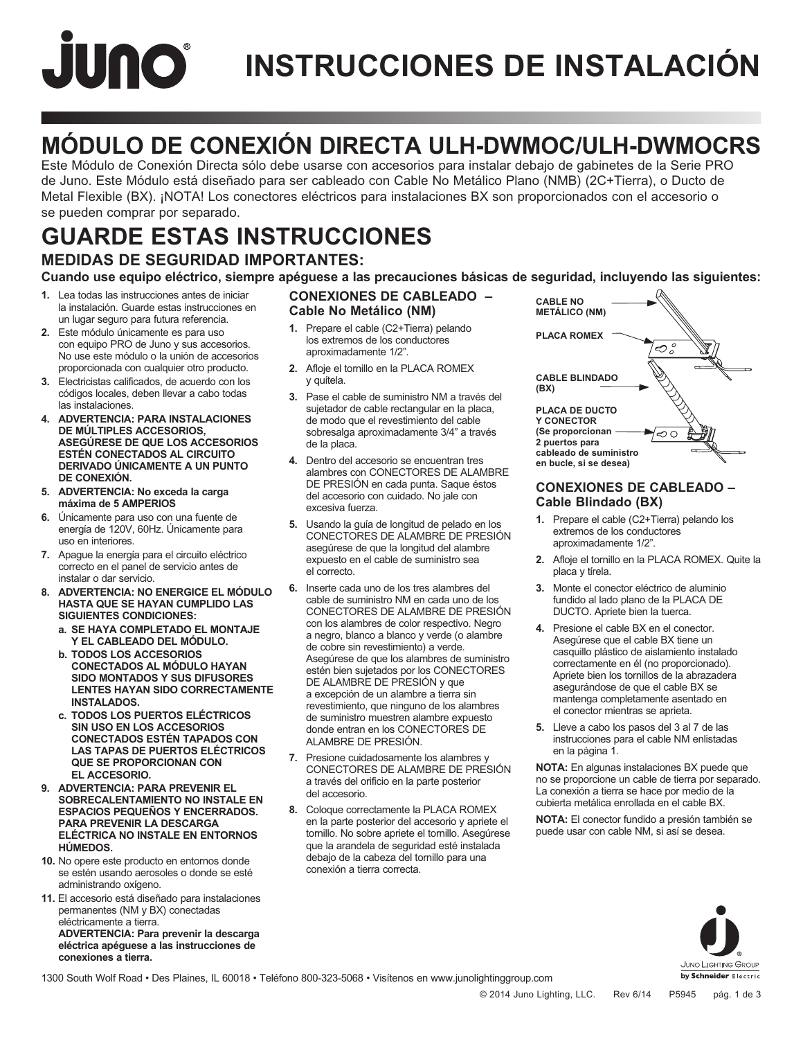# INSTRUCCIONES DE INSTALACIÓN

## MÓDULO DE CONEXIÓN DIRECTA ULH-DWMOC/ULH-DWMOCRS

Este Módulo de Conexión Directa sólo debe usarse con accesorios para instalar debajo de gabinetes de la Serie PRO de Juno. Este Módulo está diseñado para ser cableado con Cable No Metálico Plano (NMB) (2C+Tierra), o Ducto de Metal Flexible (BX). ¡NOTA! Los conectores eléctricos para instalaciones BX son proporcionados con el accesorio o se pueden comprar por separado.

## GUARDE ESTAS INSTRUCCIONES

### MEDIDAS DE SEGURIDAD IMPORTANTES:

**Cuando use equipo eléctrico, siempre apéguese a las precauciones básicas de seguridad, incluyendo las siguientes:**

1. Lea todas las instrucciones antes de iniciar la instalación. Guarde estas instrucciones en un lugar seguro para futura referencia.
2. Este módulo únicamente es para uso con equipo PRO de Juno y sus accesorios. No use este módulo o la unión de accesorios proporcionada con cualquier otro producto.
3. Electricistas calificados, de acuerdo con los códigos locales, deben llevar a cabo todas las instalaciones.
4. **ADVERTENCIA: PARA INSTALACIONES DE MÚLTIPLES ACCESORIOS, ASEGÚRESE DE QUE LOS ACCESORIOS ESTÉN CONECTADOS AL CIRCUITO DERIVADO ÚNICAMENTE A UN PUNTO DE CONEXIÓN.**
5. **ADVERTENCIA: No exceda la carga máxima de 5 AMPERIOS**
6. Únicamente para uso con una fuente de energía de 120V, 60Hz. Únicamente para uso en interiores.
7. Apague la energía para el circuito eléctrico correcto en el panel de servicio antes de instalar o dar servicio.
8. **ADVERTENCIA: NO ENERGICE EL MÓDULO HASTA QUE SE HAYAN CUMPLIDO LAS SIGUIENTES CONDICIONES:**
   a. **SE HAYA COMPLETADO EL MONTAJE Y EL CABLEADO DEL MÓDULO.**
   b. **TODOS LOS ACCESORIOS CONECTADOS AL MÓDULO HAYAN SIDO MONTADOS Y SUS DIFUSORES LENTES HAYAN SIDO CORRECTAMENTE INSTALADOS.**
   c. **TODOS LOS PUERTOS ELÉCTRICOS SIN USO EN LOS ACCESORIOS CONECTADOS ESTÉN TAPADOS CON LAS TAPAS DE PUERTOS ELÉCTRICOS QUE SE PROPORCIONAN CON EL ACCESORIO.**
9. **ADVERTENCIA: PARA PREVENIR EL SOBRECALENTAMIENTO NO INSTALE EN ESPACIOS PEQUEÑOS Y ENCERRADOS. PARA PREVENIR LA DESCARGA ELÉCTRICA NO INSTALE EN ENTORNOS HÚMEDOS.**
10. No opere este producto en entornos donde se estén usando aerosoles o donde se esté administrando oxígeno.
11. El accesorio está diseñado para instalaciones permanentes (NM y BX) conectadas eléctricamente a tierra.
    **ADVERTENCIA: Para prevenir la descarga eléctrica apéguese a las instrucciones de conexiones a tierra.**

### CONEXIONES DE CABLEADO – Cable No Metálico (NM)

1. Prepare el cable (C2+Tierra) pelando los extremos de los conductores aproximadamente 1/2".
2. Afloje el tornillo en la PLACA ROMEX y quítela.
3. Pase el cable de suministro NM a través del sujetador de cable rectangular en la placa, de modo que el revestimiento del cable sobresalga aproximadamente 3/4" a través de la placa.
4. Dentro del accesorio se encuentran tres alambres con CONECTORES DE ALAMBRE DE PRESIÓN en cada punta. Saque éstos del accesorio con cuidado. No jale con excesiva fuerza.
5. Usando la guía de longitud de pelado en los CONECTORES DE ALAMBRE DE PRESIÓN asegúrese de que la longitud del alambre expuesto en el cable de suministro sea el correcto.
6. Inserte cada uno de los tres alambres del cable de suministro NM en cada uno de los CONECTORES DE ALAMBRE DE PRESIÓN con los alambres de color respectivo. Negro a negro, blanco a blanco y verde (o alambre de cobre sin revestimiento) a verde. Asegúrese de que los alambres de suministro estén bien sujetados por los CONECTORES DE ALAMBRE DE PRESIÓN y que a excepción de un alambre a tierra sin revestimiento, que ninguno de los alambres de suministro muestren alambre expuesto donde entran en los CONECTORES DE ALAMBRE DE PRESIÓN.
7. Presione cuidadosamente los alambres y CONECTORES DE ALAMBRE DE PRESIÓN a través del orificio en la parte posterior del accesorio.
8. Coloque correctamente la PLACA ROMEX en la parte posterior del accesorio y apriete el tornillo. No sobre apriete el tornillo. Asegúrese que la arandela de seguridad esté instalada debajo de la cabeza del tornillo para una conexión a tierra correcta.

CABLE NO METÁLICO (NM)

PLACA ROMEX

CABLE BLINDADO (BX)

PLACA DE DUCTO Y CONECTOR (Se proporcionan 2 puertos para cableado de suministro en bucle, si se desea)

### CONEXIONES DE CABLEADO – Cable Blindado (BX)

1. Prepare el cable (C2+Tierra) pelando los extremos de los conductores aproximadamente 1/2".
2. Afloje el tornillo en la PLACA ROMEX. Quite la placa y tírela.
3. Monte el conector eléctrico de aluminio fundido al lado plano de la PLACA DE DUCTO. Apriete bien la tuerca.
4. Presione el cable BX en el conector. Asegúrese que el cable BX tiene un casquillo plástico de aislamiento instalado correctamente en él (no proporcionado). Apriete bien los tornillos de la abrazadera asegurándose de que el cable BX se mantenga completamente asentado en el conector mientras se aprieta.
5. Lleve a cabo los pasos del 3 al 7 de las instrucciones para el cable NM enlistadas en la página 1.

**NOTA:** En algunas instalaciones BX puede que no se proporcione un cable de tierra por separado. La conexión a tierra se hace por medio de la cubierta metálica enrollada en el cable BX.

**NOTA:** El conector fundido a presión también se puede usar con cable NM, si así se desea.

1300 South Wolf Road • Des Plaines, IL 60018 • Teléfono 800-323-5068 • Visítenos en www.junolightinggroup.com

© 2014 Juno Lighting, LLC. Rev 6/14 P5945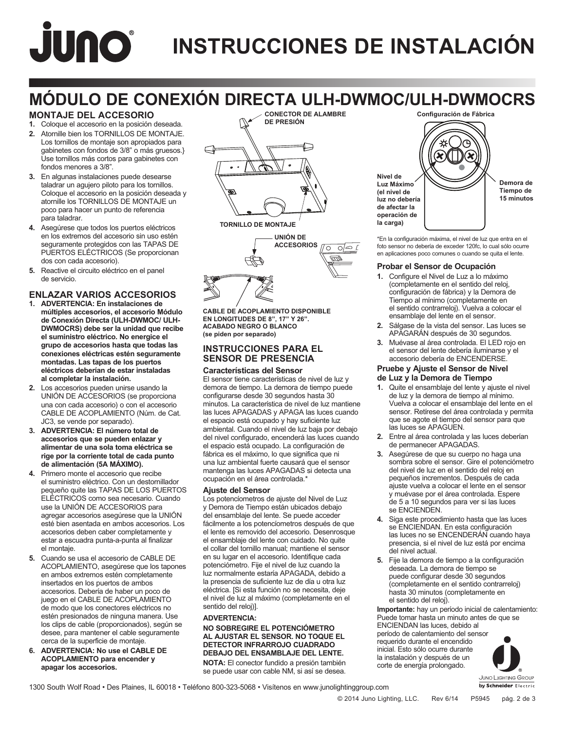# INSTRUCCIONES DE INSTALACIÓN

## MÓDULO DE CONEXIÓN DIRECTA ULH-DWMOC/ULH-DWMOCRS

### MONTAJE DEL ACCESORIO

1. Coloque el accesorio en la posición deseada.
2. Atornille bien los TORNILLOS DE MONTAJE. Los tornillos de montaje son apropiados para gabinetes con fondos de 3/8" o más gruesos.} Use tornillos más cortos para gabinetes con fondos menores a 3/8".
3. En algunas instalaciones puede desearse taladrar un agujero piloto para los tornillos. Coloque el accesorio en la posición deseada y atornille los TORNILLOS DE MONTAJE un poco para hacer un punto de referencia para taladrar.
4. Asegúrese que todos los puertos eléctricos en los extremos del accesorio sin uso estén seguramente protegidos con las TAPAS DE PUERTOS ELÉCTRICOS (Se proporcionan dos con cada accesorio).
5. Reactive el circuito eléctrico en el panel de servicio.

### ENLAZAR VARIOS ACCESORIOS

1. **ADVERTENCIA: En instalaciones de múltiples accesorios, el accesorio Módulo de Conexión Directa (ULH-DWMOC/ ULH-DWMOCRS) debe ser la unidad que recibe el suministro eléctrico. No energice el grupo de accesorios hasta que todas las conexiones eléctricas estén seguramente montadas. Las tapas de los puertos eléctricos deberían de estar instaladas al completar la instalación.**
2. Los accesorios pueden unirse usando la UNIÓN DE ACCESORIOS (se proporciona una con cada accesorio) o con el accesorio CABLE DE ACOPLAMIENTO (Núm. de Cat. JC3, se vende por separado).
3. **ADVERTENCIA: El número total de accesorios que se pueden enlazar y alimentar de una sola toma eléctrica se rige por la corriente total de cada punto de alimentación (5A MÁXIMO).**
4. Primero monte el accesorio que recibe el suministro eléctrico. Con un destornillador pequeño quite las TAPAS DE LOS PUERTOS ELÉCTRICOS como sea necesario. Cuando use la UNIÓN DE ACCESORIOS para agregar accesorios asegúrese que la UNIÓN esté bien asentada en ambos accesorios. Los accesorios deben caber completamente y estar a escuadra punta-a-punta al finalizar el montaje.
5. Cuando se usa el accesorio de CABLE DE ACOPLAMIENTO, asegúrese que los tapones en ambos extremos estén completamente insertados en los puertos de ambos accesorios. Debería de haber un poco de juego en el CABLE DE ACOPLAMIENTO de modo que los conectores eléctricos no estén presionados de ninguna manera. Use los clips de cable (proporcionados), según se desee, para mantener el cable seguramente cerca de la superficie de montaje.
6. **ADVERTENCIA: No use el CABLE DE ACOPLAMIENTO para encender y apagar los accesorios.**

CONECTOR DE ALAMBRE DE PRESIÓN

TORNILLO DE MONTAJE

UNIÓN DE ACCESORIOS

**CABLE DE ACOPLAMIENTO DISPONIBLE EN LONGITUDES DE 8", 17" Y 26". ACABADO NEGRO O BLANCO (se piden por separado)**

### INSTRUCCIONES PARA EL SENSOR DE PRESENCIA

#### Características del Sensor

El sensor tiene características de nivel de luz y demora de tiempo. La demora de tiempo puede configurarse desde 30 segundos hasta 30 minutos. La característica de nivel de luz mantiene las luces APAGADAS y APAGA las luces cuando el espacio está ocupado y hay suficiente luz ambiental. Cuando el nivel de luz baja por debajo del nivel configurado, encenderá las luces cuando el espacio está ocupado. La configuración de fábrica es el máximo, lo que significa que ni una luz ambiental fuerte causará que el sensor mantenga las luces APAGADAS si detecta una ocupación en el área controlada.*

#### Ajuste del Sensor

Los potenciómetros de ajuste del Nivel de Luz y Demora de Tiempo están ubicados debajo del ensamblaje del lente. Se puede acceder fácilmente a los potenciómetros después de que el lente es removido del accesorio. Desenrosque el ensamblaje del lente con cuidado. No quite el collar del tornillo manual; mantiene el sensor en su lugar en el accesorio. Identifique cada potenciómetro. Fije el nivel de luz cuando la luz normalmente estaría APAGADA, debido a la presencia de suficiente luz de día u otra luz eléctrica. [Si esta función no se necesita, deje el nivel de luz al máximo (completamente en el sentido del reloj)].

**ADVERTENCIA:**

**NO SOBREGIRE EL POTENCIÓMETRO AL AJUSTAR EL SENSOR. NO TOQUE EL DETECTOR INFRARROJO CUADRADO DEBAJO DEL ENSAMBLAJE DEL LENTE.**

**NOTA:** El conector fundido a presión también se puede usar con cable NM, si así se desea.

**Configuración de Fábrica**

**Nivel de Luz Máximo (el nivel de luz no debería de afectar la operación de la carga)**

**Demora de Tiempo de 15 minutos**

*En la configuración máxima, el nivel de luz que entra en el foto sensor no debería de exceder 120fc, lo cual sólo ocurre en aplicaciones poco comunes o cuando se quita el lente.

#### Probar el Sensor de Ocupación

1. Configure el Nivel de Luz a lo máximo (completamente en el sentido del reloj, configuración de fábrica) y la Demora de Tiempo al mínimo (completamente en el sentido contrarreloj). Vuelva a colocar el ensamblaje del lente en el sensor.
2. Sálgase de la vista del sensor. Las luces se APAGARÁN después de 30 segundos.
3. Muévase al área controlada. El LED rojo en el sensor del lente debería iluminarse y el accesorio debería de ENCENDERSE.

#### Pruebe y Ajuste el Sensor de Nivel de Luz y la Demora de Tiempo

1. Quite el ensamblaje del lente y ajuste el nivel de luz y la demora de tiempo al mínimo. Vuelva a colocar el ensamblaje del lente en el sensor. Retírese del área controlada y permita que se agote el tiempo del sensor para que las luces se APAGUEN.
2. Entre al área controlada y las luces deberían de permanecer APAGADAS.
3. Asegúrese de que su cuerpo no haga una sombra sobre el sensor. Gire el potenciómetro del nivel de luz en el sentido del reloj en pequeños incrementos. Después de cada ajuste vuelva a colocar el lente en el sensor y muévase por el área controlada. Espere de 5 a 10 segundos para ver si las luces se ENCIENDEN.
4. Siga este procedimiento hasta que las luces se ENCIENDAN. En esta configuración las luces no se ENCENDERÁN cuando haya presencia, si el nivel de luz está por encima del nivel actual.
5. Fije la demora de tiempo a la configuración deseada. La demora de tiempo se puede configurar desde 30 segundos (completamente en el sentido contrarreloj) hasta 30 minutos (completamente en el sentido del reloj).

**Importante:** hay un período inicial de calentamiento: Puede tomar hasta un minuto antes de que se ENCIENDAN las luces, debido al período de calentamiento del sensor requerido durante el encendido inicial. Esto sólo ocurre durante la instalación y después de un corte de energía prolongado.

1300 South Wolf Road • Des Plaines, IL 60018 • Teléfono 800-323-5068 • Visítenos en www.junolightinggroup.com

© 2014 Juno Lighting, LLC. Rev 6/14 P5945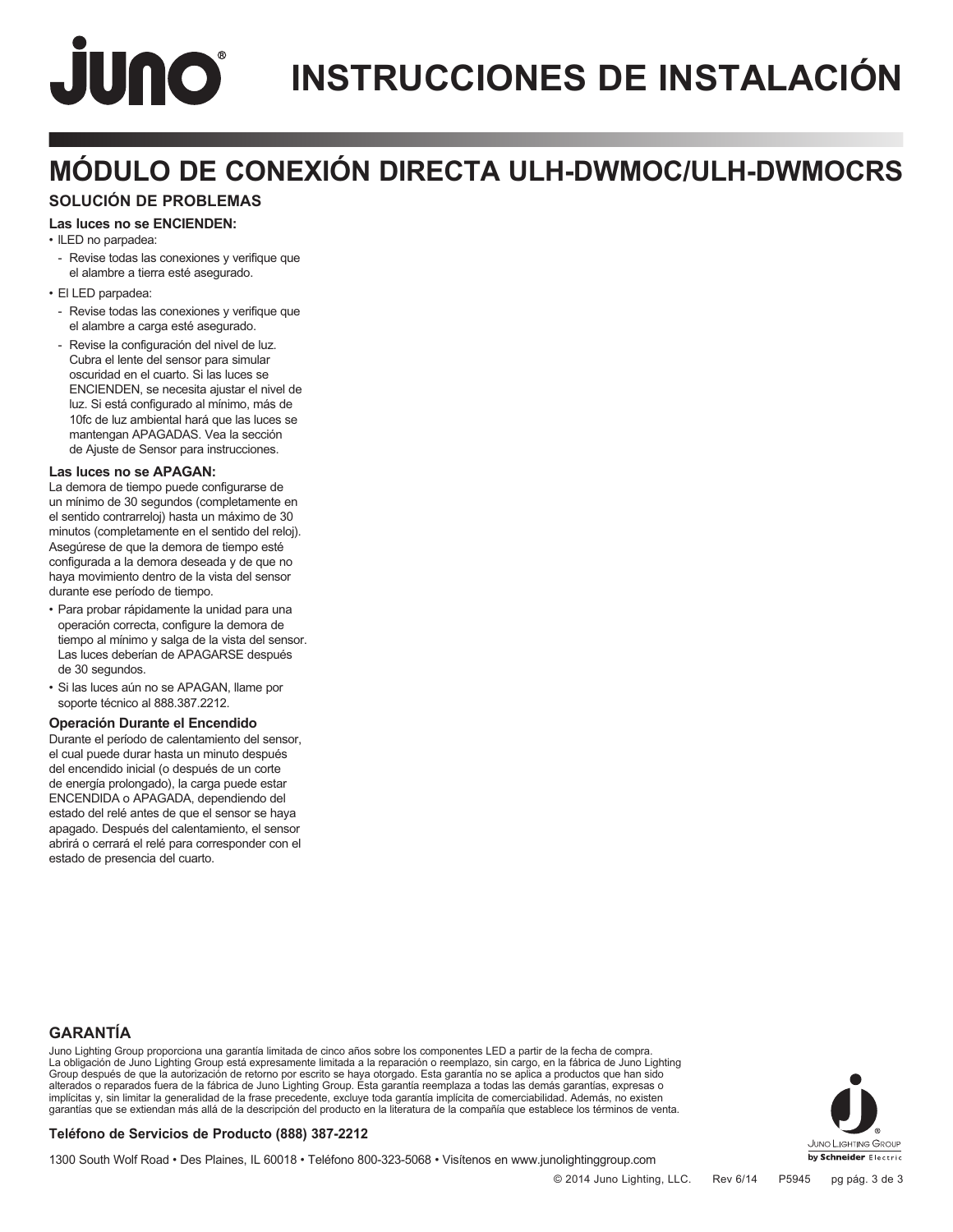# INSTRUCCIONES DE INSTALACIÓN

## MÓDULO DE CONEXIÓN DIRECTA ULH-DWMOC/ULH-DWMOCRS

### SOLUCIÓN DE PROBLEMAS

**Las luces no se ENCIENDEN:**

- lLED no parpadea:
  - Revise todas las conexiones y verifique que el alambre a tierra esté asegurado.
- El LED parpadea:
  - Revise todas las conexiones y verifique que el alambre a carga esté asegurado.
  - Revise la configuración del nivel de luz. Cubra el lente del sensor para simular oscuridad en el cuarto. Si las luces se ENCIENDEN, se necesita ajustar el nivel de luz. Si está configurado al mínimo, más de 10fc de luz ambiental hará que las luces se mantengan APAGADAS. Vea la sección de Ajuste de Sensor para instrucciones.

**Las luces no se APAGAN:**

La demora de tiempo puede configurarse de un mínimo de 30 segundos (completamente en el sentido contrarreloj) hasta un máximo de 30 minutos (completamente en el sentido del reloj). Asegúrese de que la demora de tiempo esté configurada a la demora deseada y de que no haya movimiento dentro de la vista del sensor durante ese período de tiempo.

- Para probar rápidamente la unidad para una operación correcta, configure la demora de tiempo al mínimo y salga de la vista del sensor. Las luces deberían de APAGARSE después de 30 segundos.
- Si las luces aún no se APAGAN, llame por soporte técnico al 888.387.2212.

**Operación Durante el Encendido**

Durante el período de calentamiento del sensor, el cual puede durar hasta un minuto después del encendido inicial (o después de un corte de energía prolongado), la carga puede estar ENCENDIDA o APAGADA, dependiendo del estado del relé antes de que el sensor se haya apagado. Después del calentamiento, el sensor abrirá o cerrará el relé para corresponder con el estado de presencia del cuarto.

### GARANTÍA

Juno Lighting Group proporciona una garantía limitada de cinco años sobre los componentes LED a partir de la fecha de compra. La obligación de Juno Lighting Group está expresamente limitada a la reparación o reemplazo, sin cargo, en la fábrica de Juno Lighting Group después de que la autorización de retorno por escrito se haya otorgado. Esta garantía no se aplica a productos que han sido alterados o reparados fuera de la fábrica de Juno Lighting Group. Esta garantía reemplaza a todas las demás garantías, expresas o implícitas y, sin limitar la generalidad de la frase precedente, excluye toda garantía implícita de comerciabilidad. Además, no existen garantías que se extiendan más allá de la descripción del producto en la literatura de la compañía que establece los términos de venta.

**Teléfono de Servicios de Producto (888) 387-2212**

1300 South Wolf Road • Des Plaines, IL 60018 • Teléfono 800-323-5068 • Visítenos en www.junolightinggroup.com

© 2014 Juno Lighting, LLC. Rev 6/14 P5945